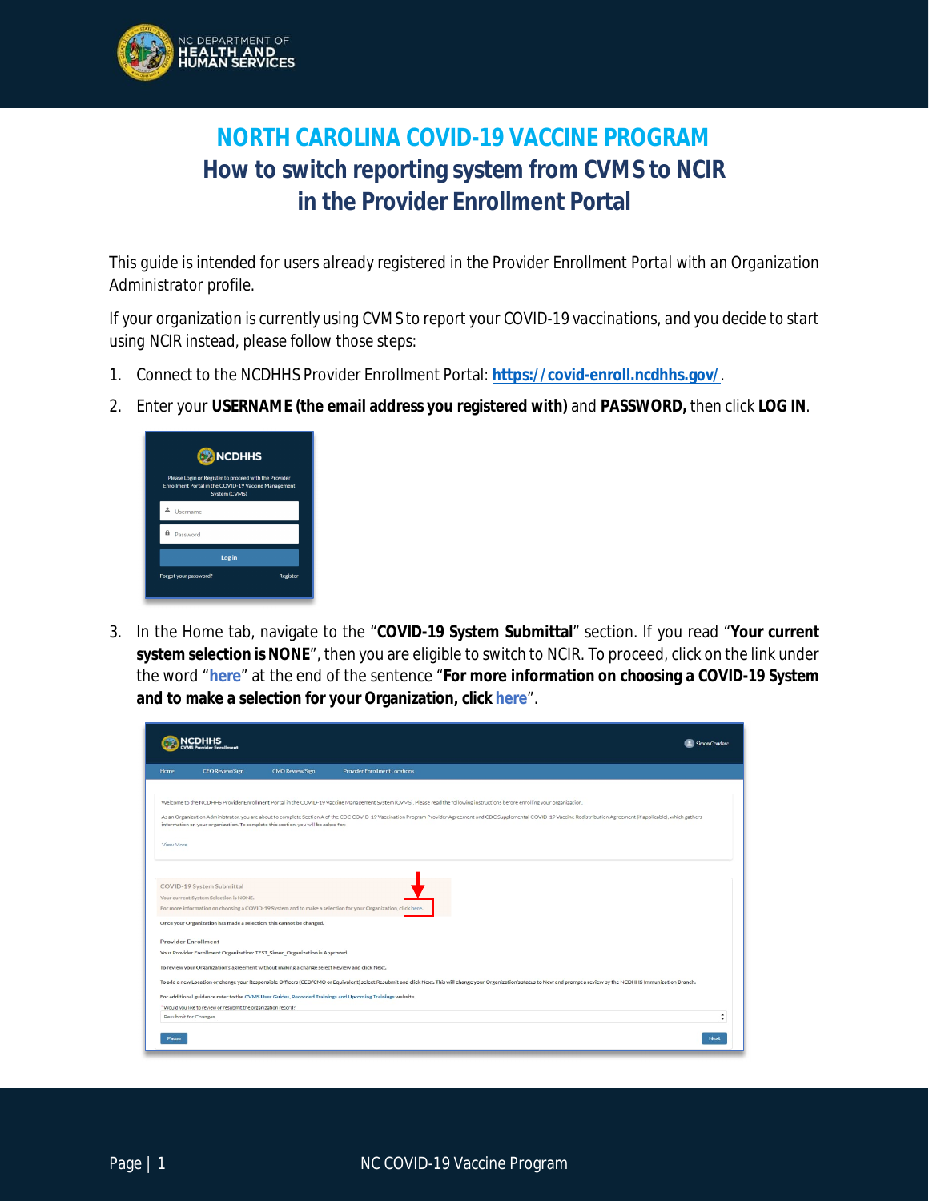# NORTH CAROLINA COVID-19 VACCINE PROGRAM

## How to switch reporting system from CVMS to NCIR in the Provider Enrollment Portal

This guide is intended for users already registered in the Provider Enrollment Portal with an Organization Administrator profile.

If your organization is currently using CVMS to report your COVID-19 vaccinations, and you decide to start using NCIR instead, please follow those steps:

1. Connect to the NCDHHS Provider Enrollment Portal: **https://covid-enroll.ncdhhs.gov/**.
2. Enter your **USERNAME (the email address you registered with)** and **PASSWORD,** then click **LOG IN**.
3. In the Home tab, navigate to the "**COVID-19 System Submittal**" section. If you read "**Your current system selection is NONE**", then you are eligible to switch to NCIR. To proceed, click on the link under the word "**here**" at the end of the sentence "**For more information on choosing a COVID-19 System and to make a selection for your Organization, click here**".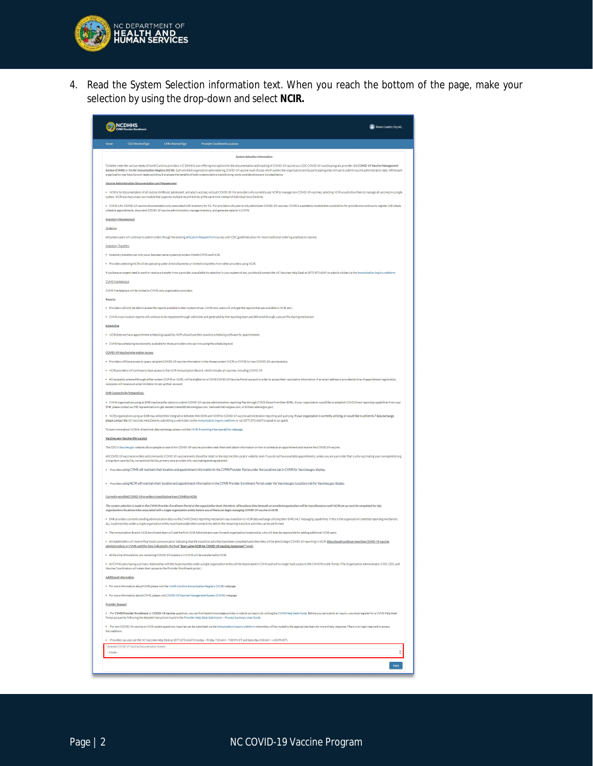4. Read the System Selection information text. When you reach the bottom of the page, make your selection by using the drop-down and select **NCIR.**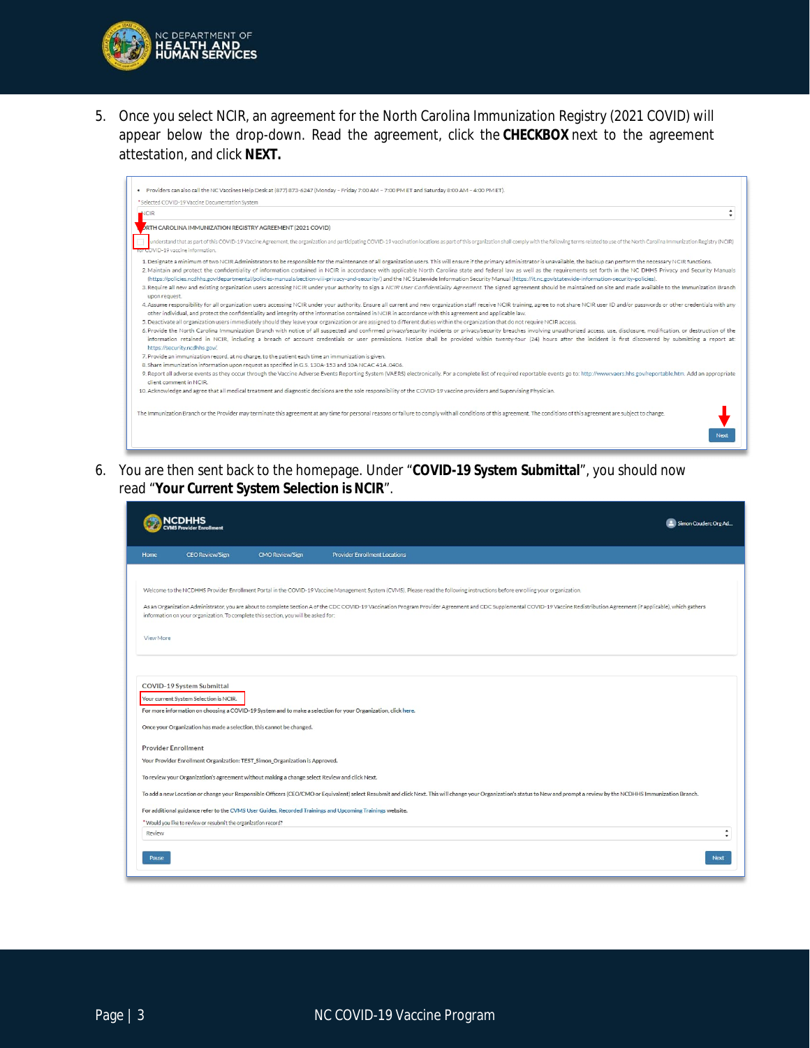5. Once you select NCIR, an agreement for the North Carolina Immunization Registry (2021 COVID) will appear below the drop-down. Read the agreement, click the **CHECKBOX** next to the agreement attestation, and click **NEXT.**

6. You are then sent back to the homepage. Under "**COVID-19 System Submittal**", you should now read "**Your Current System Selection is NCIR**".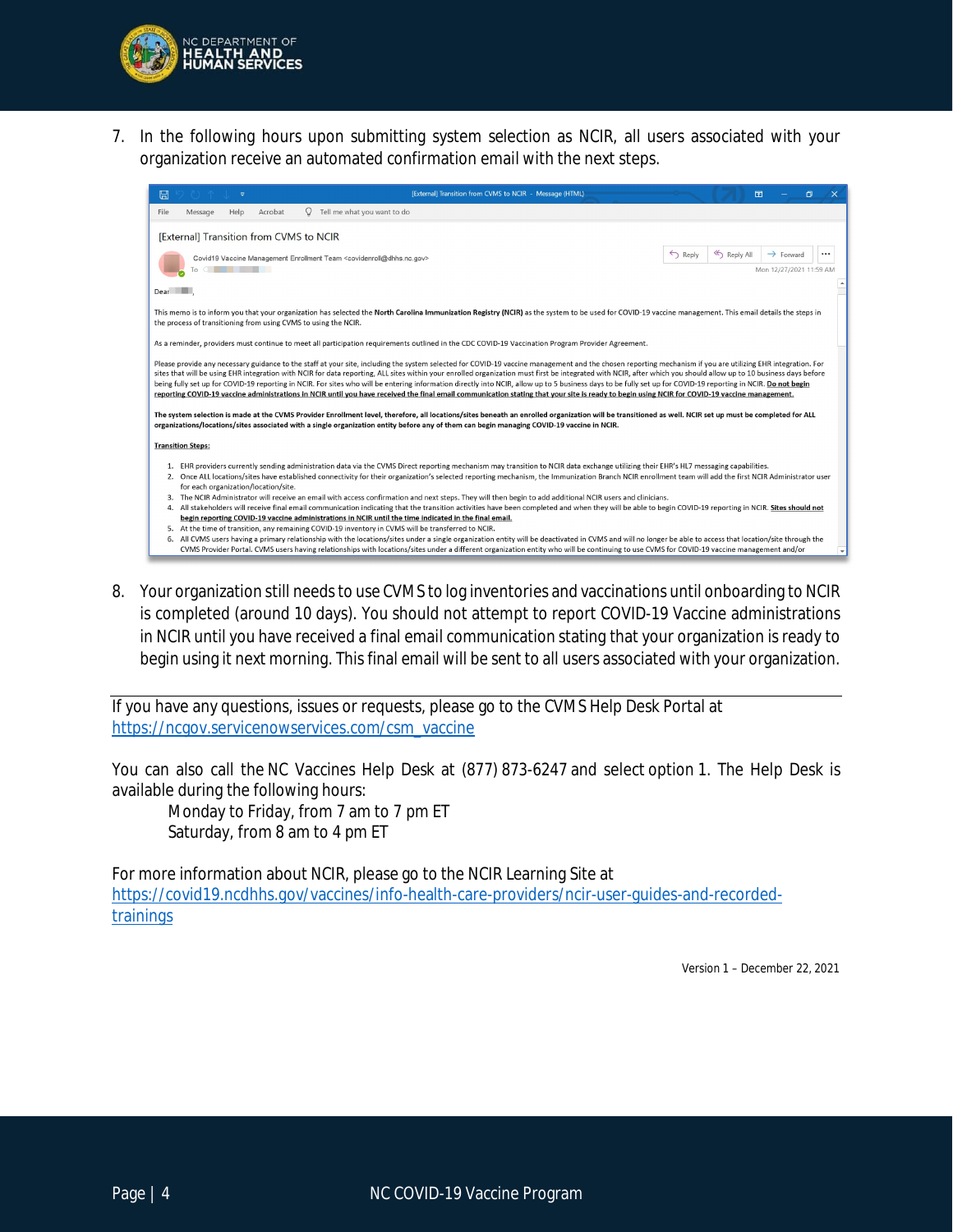7. In the following hours upon submitting system selection as NCIR, all users associated with your organization receive an automated confirmation email with the next steps.

> [External] Transition from CVMS to NCIR
>
> Covid19 Vaccine Management Enrollment Team <covidenroll@dhhs.nc.gov>
>
> Mon 12/27/2021 11:59 AM
>
> Dear ,
>
> This memo is to inform you that your organization has selected the **North Carolina Immunization Registry (NCIR)** as the system to be used for COVID-19 vaccine management. This email details the steps in the process of transitioning from using CVMS to using the NCIR.
>
> As a reminder, providers must continue to meet all participation requirements outlined in the CDC COVID-19 Vaccination Program Provider Agreement.
>
> Please provide any necessary guidance to the staff at your site, including the system selected for COVID-19 vaccine management and the chosen reporting mechanism if you are utilizing EHR integration. For sites that will be using EHR integration with NCIR for data reporting, ALL sites within your enrolled organization must first be integrated with NCIR, after which you should allow up to 10 business days before being fully set up for COVID-19 reporting in NCIR. For sites who will be entering information directly into NCIR, allow up to 5 business days to be fully set up for COVID-19 reporting in NCIR. **Do not begin reporting COVID-19 vaccine administrations in NCIR until you have received the final email communication stating that your site is ready to begin using NCIR for COVID-19 vaccine management.**
>
> **The system selection is made at the CVMS Provider Enrollment level, therefore, all locations/sites beneath an enrolled organization will be transitioned as well. NCIR set up must be completed for ALL organizations/locations/sites associated with a single organization entity before any of them can begin managing COVID-19 vaccine in NCIR.**
>
> **Transition Steps:**
>
> 1. EHR providers currently sending administration data via the CVMS Direct reporting mechanism may transition to NCIR data exchange utilizing their EHR's HL7 messaging capabilities.
> 2. Once ALL locations/sites have established connectivity for their organization's selected reporting mechanism, the Immunization Branch NCIR enrollment team will add the first NCIR Administrator user for each organization/location/site.
> 3. The NCIR Administrator will receive an email with access confirmation and next steps. They will then begin to add additional NCIR users and clinicians.
> 4. All stakeholders will receive final email communication indicating that the transition activities have been completed and when they will be able to begin COVID-19 reporting in NCIR. **Sites should not begin reporting COVID-19 vaccine administrations in NCIR until the time indicated in the final email.**
> 5. At the time of transition, any remaining COVID-19 inventory in CVMS will be transferred to NCIR.
> 6. All CVMS users having a primary relationship with the locations/sites under a single organization entity will be deactivated in CVMS and will no longer be able to access that location/site through the CVMS Provider Portal. CVMS users having relationships with locations/sites under a different organization entity who will be continuing to use CVMS for COVID-19 vaccine management and/or

8. Your organization still needs to use CVMS to log inventories and vaccinations until onboarding to NCIR is completed (around 10 days). You should not attempt to report COVID-19 Vaccine administrations in NCIR until you have received a final email communication stating that your organization is ready to begin using it next morning. This final email will be sent to all users associated with your organization.

---

If you have any questions, issues or requests, please go to the CVMS Help Desk Portal at https://ncgov.servicenowservices.com/csm_vaccine

You can also call the NC Vaccines Help Desk at (877) 873-6247 and select option 1. The Help Desk is available during the following hours:

Monday to Friday, from 7 am to 7 pm ET
Saturday, from 8 am to 4 pm ET

For more information about NCIR, please go to the NCIR Learning Site at https://covid19.ncdhhs.gov/vaccines/info-health-care-providers/ncir-user-guides-and-recorded-trainings

Version 1 – December 22, 2021